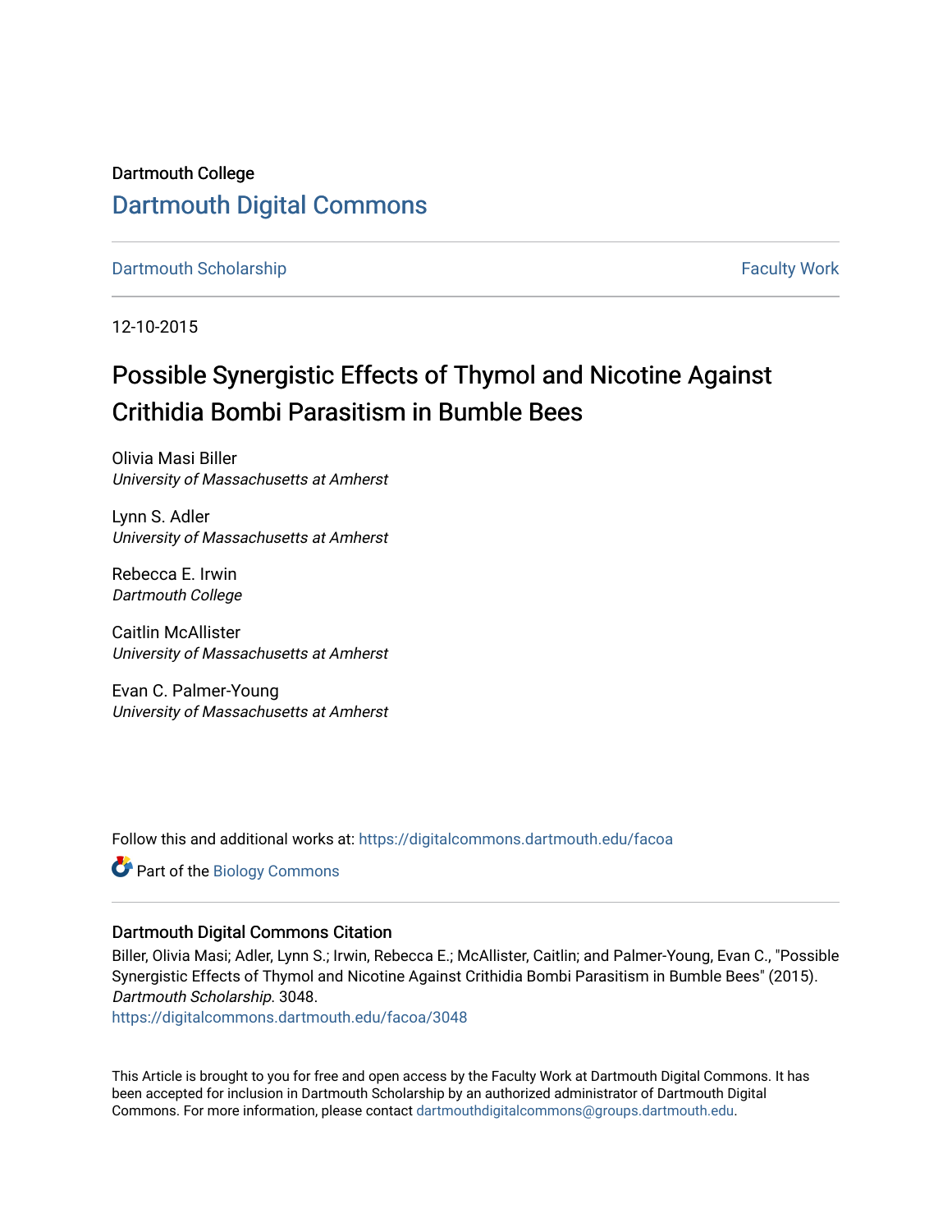Dartmouth College

# Dartmouth Digital Commons

Dartmouth Scholarship

Faculty Work

12-10-2015

## Possible Synergistic Effects of Thymol and Nicotine Against Crithidia Bombi Parasitism in Bumble Bees

Olivia Masi Biller
*University of Massachusetts at Amherst*

Lynn S. Adler
*University of Massachusetts at Amherst*

Rebecca E. Irwin
*Dartmouth College*

Caitlin McAllister
*University of Massachusetts at Amherst*

Evan C. Palmer-Young
*University of Massachusetts at Amherst*

Follow this and additional works at: https://digitalcommons.dartmouth.edu/facoa

Part of the Biology Commons

### Dartmouth Digital Commons Citation

Biller, Olivia Masi; Adler, Lynn S.; Irwin, Rebecca E.; McAllister, Caitlin; and Palmer-Young, Evan C., "Possible Synergistic Effects of Thymol and Nicotine Against Crithidia Bombi Parasitism in Bumble Bees" (2015). *Dartmouth Scholarship.* 3048.
https://digitalcommons.dartmouth.edu/facoa/3048

This Article is brought to you for free and open access by the Faculty Work at Dartmouth Digital Commons. It has been accepted for inclusion in Dartmouth Scholarship by an authorized administrator of Dartmouth Digital Commons. For more information, please contact dartmouthdigitalcommons@groups.dartmouth.edu.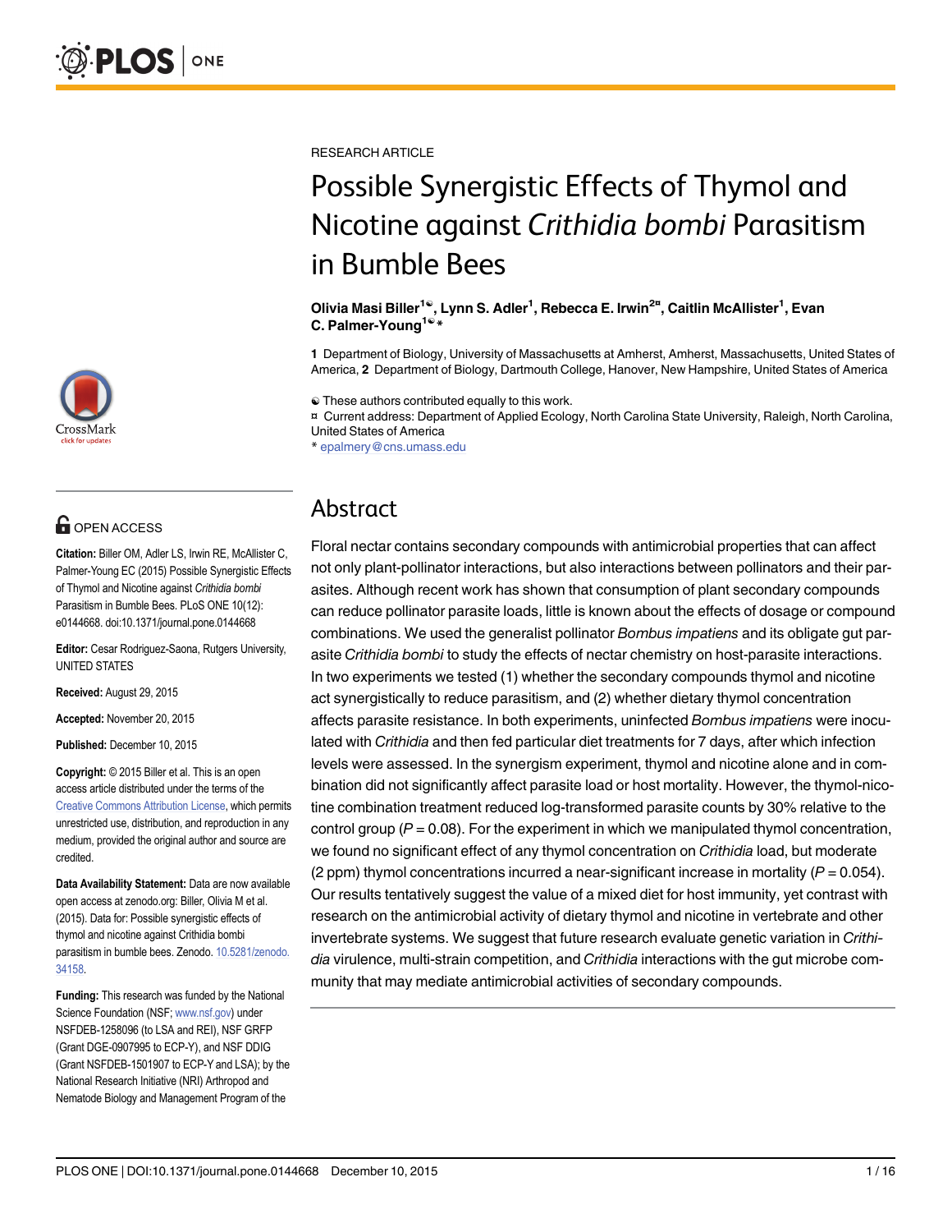RESEARCH ARTICLE

# Possible Synergistic Effects of Thymol and Nicotine against *Crithidia bombi* Parasitism in Bumble Bees

**Olivia Masi Biller[1☯], Lynn S. Adler[1], Rebecca E. Irwin[2¤], Caitlin McAllister[1], Evan C. Palmer-Young[1☯*]**

**1** Department of Biology, University of Massachusetts at Amherst, Amherst, Massachusetts, United States of America, **2** Department of Biology, Dartmouth College, Hanover, New Hampshire, United States of America

☯ These authors contributed equally to this work.

¤ Current address: Department of Applied Ecology, North Carolina State University, Raleigh, North Carolina, United States of America

\* epalmery@cns.umass.edu

OPEN ACCESS

**Citation:** Biller OM, Adler LS, Irwin RE, McAllister C, Palmer-Young EC (2015) Possible Synergistic Effects of Thymol and Nicotine against *Crithidia bombi* Parasitism in Bumble Bees. PLoS ONE 10(12): e0144668. doi:10.1371/journal.pone.0144668

**Editor:** Cesar Rodriguez-Saona, Rutgers University, UNITED STATES

**Received:** August 29, 2015

**Accepted:** November 20, 2015

**Published:** December 10, 2015

**Copyright:** © 2015 Biller et al. This is an open access article distributed under the terms of the Creative Commons Attribution License, which permits unrestricted use, distribution, and reproduction in any medium, provided the original author and source are credited.

**Data Availability Statement:** Data are now available open access at zenodo.org: Biller, Olivia M et al. (2015). Data for: Possible synergistic effects of thymol and nicotine against Crithidia bombi parasitism in bumble bees. Zenodo. 10.5281/zenodo.34158.

**Funding:** This research was funded by the National Science Foundation (NSF; www.nsf.gov) under NSFDEB-1258096 (to LSA and REI), NSF GRFP (Grant DGE-0907995 to ECP-Y), and NSF DDIG (Grant NSFDEB-1501907 to ECP-Y and LSA); by the National Research Initiative (NRI) Arthropod and Nematode Biology and Management Program of the

## Abstract

Floral nectar contains secondary compounds with antimicrobial properties that can affect not only plant-pollinator interactions, but also interactions between pollinators and their parasites. Although recent work has shown that consumption of plant secondary compounds can reduce pollinator parasite loads, little is known about the effects of dosage or compound combinations. We used the generalist pollinator *Bombus impatiens* and its obligate gut parasite *Crithidia bombi* to study the effects of nectar chemistry on host-parasite interactions. In two experiments we tested (1) whether the secondary compounds thymol and nicotine act synergistically to reduce parasitism, and (2) whether dietary thymol concentration affects parasite resistance. In both experiments, uninfected *Bombus impatiens* were inoculated with *Crithidia* and then fed particular diet treatments for 7 days, after which infection levels were assessed. In the synergism experiment, thymol and nicotine alone and in combination did not significantly affect parasite load or host mortality. However, the thymol-nicotine combination treatment reduced log-transformed parasite counts by 30% relative to the control group ($P = 0.08$). For the experiment in which we manipulated thymol concentration, we found no significant effect of any thymol concentration on *Crithidia* load, but moderate (2 ppm) thymol concentrations incurred a near-significant increase in mortality ($P = 0.054$). Our results tentatively suggest the value of a mixed diet for host immunity, yet contrast with research on the antimicrobial activity of dietary thymol and nicotine in vertebrate and other invertebrate systems. We suggest that future research evaluate genetic variation in *Crithidia* virulence, multi-strain competition, and *Crithidia* interactions with the gut microbe community that may mediate antimicrobial activities of secondary compounds.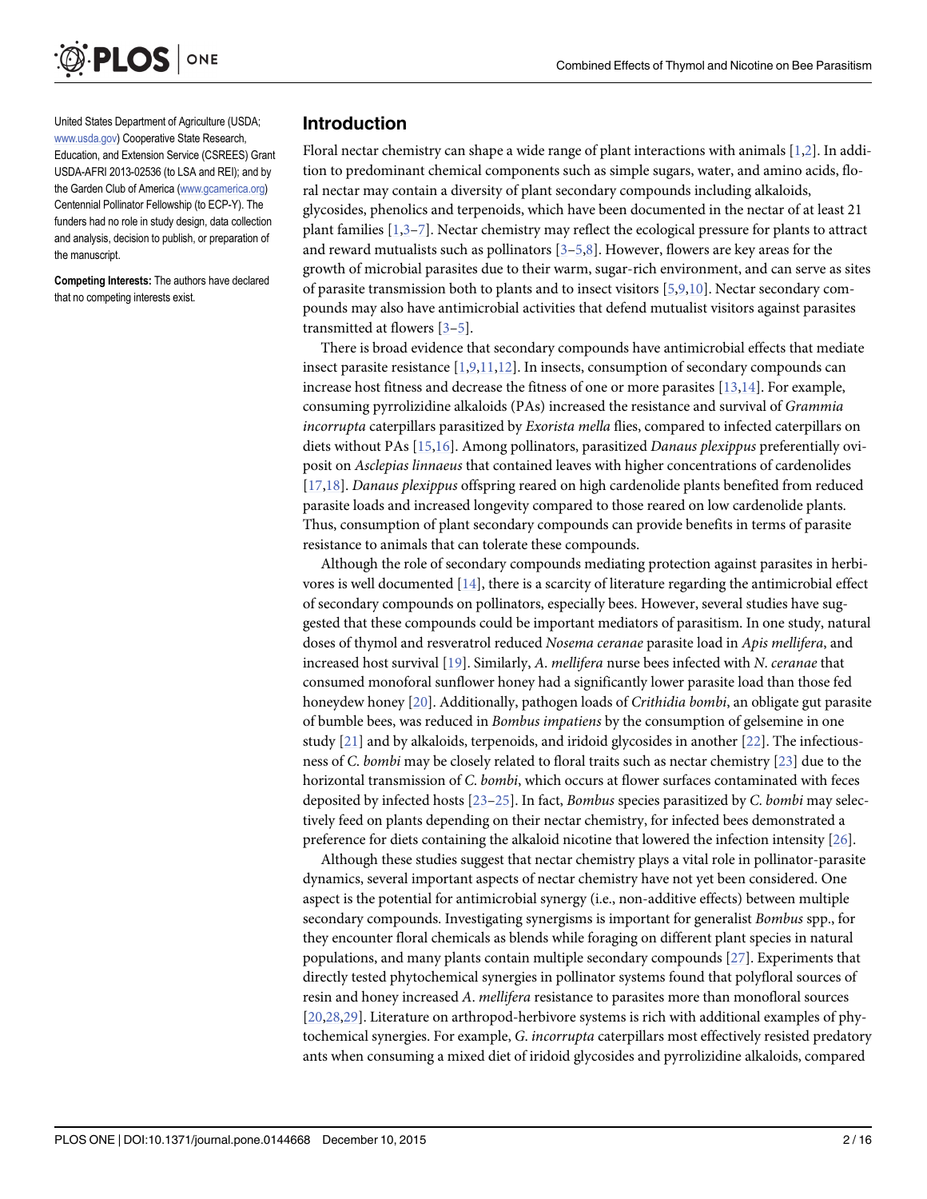United States Department of Agriculture (USDA; www.usda.gov) Cooperative State Research, Education, and Extension Service (CSREES) Grant USDA-AFRI 2013-02536 (to LSA and REI); and by the Garden Club of America (www.gcamerica.org) Centennial Pollinator Fellowship (to ECP-Y). The funders had no role in study design, data collection and analysis, decision to publish, or preparation of the manuscript.

**Competing Interests:** The authors have declared that no competing interests exist.

## Introduction

Floral nectar chemistry can shape a wide range of plant interactions with animals [1,2]. In addition to predominant chemical components such as simple sugars, water, and amino acids, floral nectar may contain a diversity of plant secondary compounds including alkaloids, glycosides, phenolics and terpenoids, which have been documented in the nectar of at least 21 plant families [1,3–7]. Nectar chemistry may reflect the ecological pressure for plants to attract and reward mutualists such as pollinators [3–5,8]. However, flowers are key areas for the growth of microbial parasites due to their warm, sugar-rich environment, and can serve as sites of parasite transmission both to plants and to insect visitors [5,9,10]. Nectar secondary compounds may also have antimicrobial activities that defend mutualist visitors against parasites transmitted at flowers [3–5].

There is broad evidence that secondary compounds have antimicrobial effects that mediate insect parasite resistance [1,9,11,12]. In insects, consumption of secondary compounds can increase host fitness and decrease the fitness of one or more parasites [13,14]. For example, consuming pyrrolizidine alkaloids (PAs) increased the resistance and survival of *Grammia incorrupta* caterpillars parasitized by *Exorista mella* flies, compared to infected caterpillars on diets without PAs [15,16]. Among pollinators, parasitized *Danaus plexippus* preferentially oviposit on *Asclepias linnaeus* that contained leaves with higher concentrations of cardenolides [17,18]. *Danaus plexippus* offspring reared on high cardenolide plants benefited from reduced parasite loads and increased longevity compared to those reared on low cardenolide plants. Thus, consumption of plant secondary compounds can provide benefits in terms of parasite resistance to animals that can tolerate these compounds.

Although the role of secondary compounds mediating protection against parasites in herbivores is well documented [14], there is a scarcity of literature regarding the antimicrobial effect of secondary compounds on pollinators, especially bees. However, several studies have suggested that these compounds could be important mediators of parasitism. In one study, natural doses of thymol and resveratrol reduced *Nosema ceranae* parasite load in *Apis mellifera*, and increased host survival [19]. Similarly, *A. mellifera* nurse bees infected with *N. ceranae* that consumed monofloral sunflower honey had a significantly lower parasite load than those fed honeydew honey [20]. Additionally, pathogen loads of *Crithidia bombi*, an obligate gut parasite of bumble bees, was reduced in *Bombus impatiens* by the consumption of gelsemine in one study [21] and by alkaloids, terpenoids, and iridoid glycosides in another [22]. The infectiousness of *C. bombi* may be closely related to floral traits such as nectar chemistry [23] due to the horizontal transmission of *C. bombi*, which occurs at flower surfaces contaminated with feces deposited by infected hosts [23–25]. In fact, *Bombus* species parasitized by *C. bombi* may selectively feed on plants depending on their nectar chemistry, for infected bees demonstrated a preference for diets containing the alkaloid nicotine that lowered the infection intensity [26].

Although these studies suggest that nectar chemistry plays a vital role in pollinator-parasite dynamics, several important aspects of nectar chemistry have not yet been considered. One aspect is the potential for antimicrobial synergy (i.e., non-additive effects) between multiple secondary compounds. Investigating synergisms is important for generalist *Bombus* spp., for they encounter floral chemicals as blends while foraging on different plant species in natural populations, and many plants contain multiple secondary compounds [27]. Experiments that directly tested phytochemical synergies in pollinator systems found that polyfloral sources of resin and honey increased *A. mellifera* resistance to parasites more than monofloral sources [20,28,29]. Literature on arthropod-herbivore systems is rich with additional examples of phytochemical synergies. For example, *G. incorrupta* caterpillars most effectively resisted predatory ants when consuming a mixed diet of iridoid glycosides and pyrrolizidine alkaloids, compared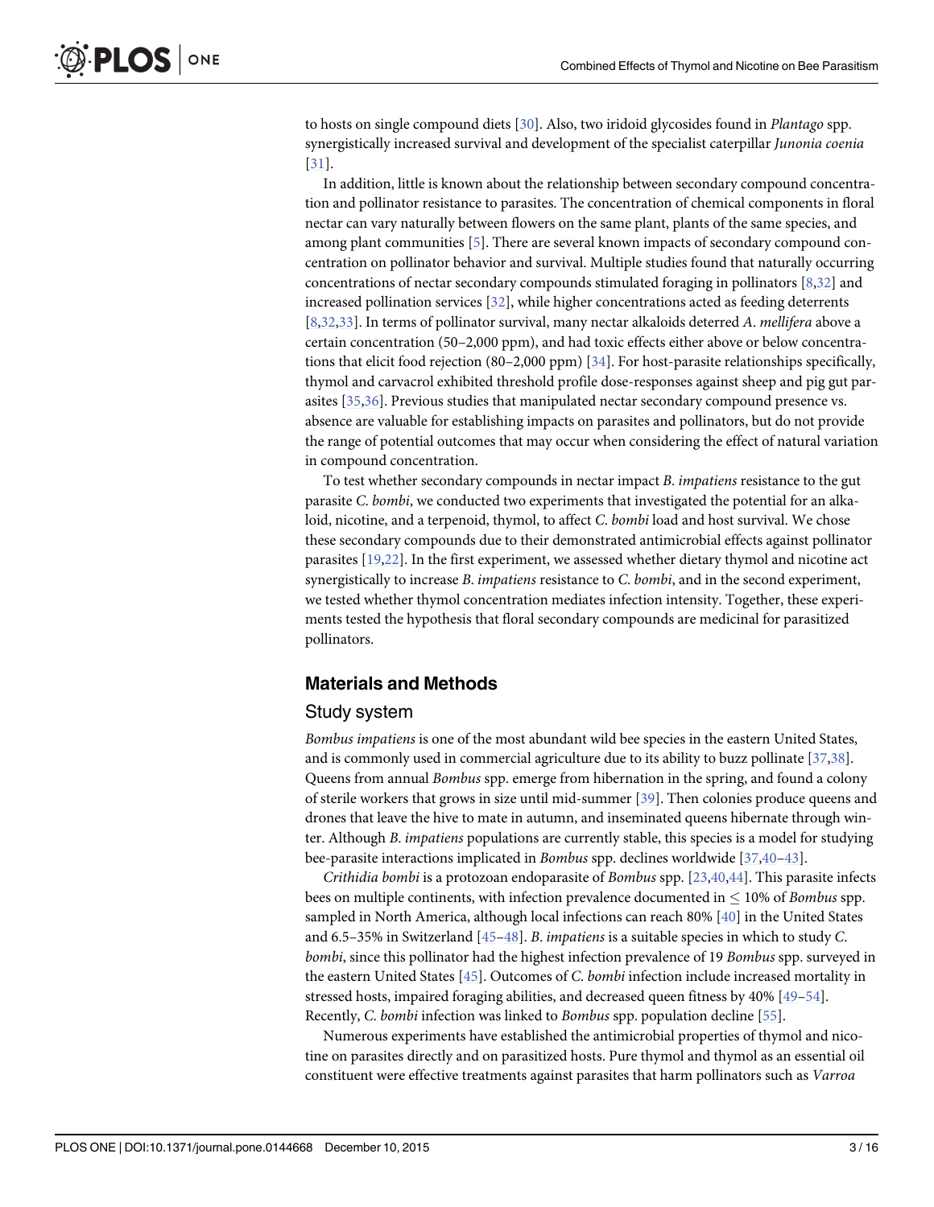to hosts on single compound diets [30]. Also, two iridoid glycosides found in *Plantago* spp. synergistically increased survival and development of the specialist caterpillar *Junonia coenia* [31].

In addition, little is known about the relationship between secondary compound concentration and pollinator resistance to parasites. The concentration of chemical components in floral nectar can vary naturally between flowers on the same plant, plants of the same species, and among plant communities [5]. There are several known impacts of secondary compound concentration on pollinator behavior and survival. Multiple studies found that naturally occurring concentrations of nectar secondary compounds stimulated foraging in pollinators [8,32] and increased pollination services [32], while higher concentrations acted as feeding deterrents [8,32,33]. In terms of pollinator survival, many nectar alkaloids deterred *A*. *mellifera* above a certain concentration (50–2,000 ppm), and had toxic effects either above or below concentrations that elicit food rejection (80–2,000 ppm) [34]. For host-parasite relationships specifically, thymol and carvacrol exhibited threshold profile dose-responses against sheep and pig gut parasites [35,36]. Previous studies that manipulated nectar secondary compound presence vs. absence are valuable for establishing impacts on parasites and pollinators, but do not provide the range of potential outcomes that may occur when considering the effect of natural variation in compound concentration.

To test whether secondary compounds in nectar impact *B*. *impatiens* resistance to the gut parasite *C*. *bombi*, we conducted two experiments that investigated the potential for an alkaloid, nicotine, and a terpenoid, thymol, to affect *C*. *bombi* load and host survival. We chose these secondary compounds due to their demonstrated antimicrobial effects against pollinator parasites [19,22]. In the first experiment, we assessed whether dietary thymol and nicotine act synergistically to increase *B*. *impatiens* resistance to *C*. *bombi*, and in the second experiment, we tested whether thymol concentration mediates infection intensity. Together, these experiments tested the hypothesis that floral secondary compounds are medicinal for parasitized pollinators.

## Materials and Methods

### Study system

*Bombus impatiens* is one of the most abundant wild bee species in the eastern United States, and is commonly used in commercial agriculture due to its ability to buzz pollinate [37,38]. Queens from annual *Bombus* spp. emerge from hibernation in the spring, and found a colony of sterile workers that grows in size until mid-summer [39]. Then colonies produce queens and drones that leave the hive to mate in autumn, and inseminated queens hibernate through winter. Although *B*. *impatiens* populations are currently stable, this species is a model for studying bee-parasite interactions implicated in *Bombus* spp. declines worldwide [37,40–43].

*Crithidia bombi* is a protozoan endoparasite of *Bombus* spp. [23,40,44]. This parasite infects bees on multiple continents, with infection prevalence documented in $\leq$ 10% of *Bombus* spp. sampled in North America, although local infections can reach 80% [40] in the United States and 6.5–35% in Switzerland [45–48]. *B*. *impatiens* is a suitable species in which to study *C*. *bombi*, since this pollinator had the highest infection prevalence of 19 *Bombus* spp. surveyed in the eastern United States [45]. Outcomes of *C*. *bombi* infection include increased mortality in stressed hosts, impaired foraging abilities, and decreased queen fitness by 40% [49–54]. Recently, *C*. *bombi* infection was linked to *Bombus* spp. population decline [55].

Numerous experiments have established the antimicrobial properties of thymol and nicotine on parasites directly and on parasitized hosts. Pure thymol and thymol as an essential oil constituent were effective treatments against parasites that harm pollinators such as *Varroa*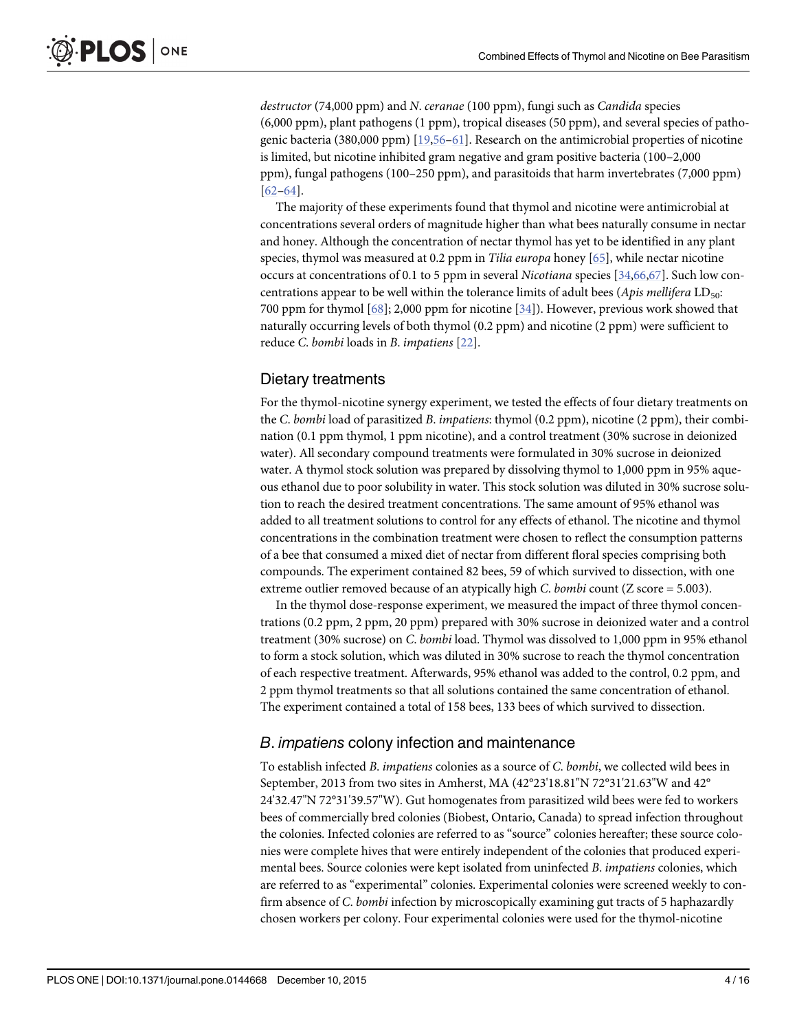*destructor* (74,000 ppm) and *N*. *ceranae* (100 ppm), fungi such as *Candida* species (6,000 ppm), plant pathogens (1 ppm), tropical diseases (50 ppm), and several species of pathogenic bacteria (380,000 ppm) [19,56–61]. Research on the antimicrobial properties of nicotine is limited, but nicotine inhibited gram negative and gram positive bacteria (100–2,000 ppm), fungal pathogens (100–250 ppm), and parasitoids that harm invertebrates (7,000 ppm) [62–64].

The majority of these experiments found that thymol and nicotine were antimicrobial at concentrations several orders of magnitude higher than what bees naturally consume in nectar and honey. Although the concentration of nectar thymol has yet to be identified in any plant species, thymol was measured at 0.2 ppm in *Tilia europa* honey [65], while nectar nicotine occurs at concentrations of 0.1 to 5 ppm in several *Nicotiana* species [34,66,67]. Such low concentrations appear to be well within the tolerance limits of adult bees (*Apis mellifera* $LD_{50}$: 700 ppm for thymol [68]; 2,000 ppm for nicotine [34]). However, previous work showed that naturally occurring levels of both thymol (0.2 ppm) and nicotine (2 ppm) were sufficient to reduce *C*. *bombi* loads in *B*. *impatiens* [22].

## Dietary treatments

For the thymol-nicotine synergy experiment, we tested the effects of four dietary treatments on the *C*. *bombi* load of parasitized *B*. *impatiens*: thymol (0.2 ppm), nicotine (2 ppm), their combination (0.1 ppm thymol, 1 ppm nicotine), and a control treatment (30% sucrose in deionized water). All secondary compound treatments were formulated in 30% sucrose in deionized water. A thymol stock solution was prepared by dissolving thymol to 1,000 ppm in 95% aqueous ethanol due to poor solubility in water. This stock solution was diluted in 30% sucrose solution to reach the desired treatment concentrations. The same amount of 95% ethanol was added to all treatment solutions to control for any effects of ethanol. The nicotine and thymol concentrations in the combination treatment were chosen to reflect the consumption patterns of a bee that consumed a mixed diet of nectar from different floral species comprising both compounds. The experiment contained 82 bees, 59 of which survived to dissection, with one extreme outlier removed because of an atypically high *C*. *bombi* count (Z score = 5.003).

In the thymol dose-response experiment, we measured the impact of three thymol concentrations (0.2 ppm, 2 ppm, 20 ppm) prepared with 30% sucrose in deionized water and a control treatment (30% sucrose) on *C*. *bombi* load. Thymol was dissolved to 1,000 ppm in 95% ethanol to form a stock solution, which was diluted in 30% sucrose to reach the thymol concentration of each respective treatment. Afterwards, 95% ethanol was added to the control, 0.2 ppm, and 2 ppm thymol treatments so that all solutions contained the same concentration of ethanol. The experiment contained a total of 158 bees, 133 bees of which survived to dissection.

## *B*. *impatiens* colony infection and maintenance

To establish infected *B*. *impatiens* colonies as a source of *C*. *bombi*, we collected wild bees in September, 2013 from two sites in Amherst, MA (42°23'18.81"N 72°31'21.63"W and 42° 24'32.47"N 72°31'39.57"W). Gut homogenates from parasitized wild bees were fed to workers bees of commercially bred colonies (Biobest, Ontario, Canada) to spread infection throughout the colonies. Infected colonies are referred to as "source" colonies hereafter; these source colonies were complete hives that were entirely independent of the colonies that produced experimental bees. Source colonies were kept isolated from uninfected *B*. *impatiens* colonies, which are referred to as "experimental" colonies. Experimental colonies were screened weekly to confirm absence of *C*. *bombi* infection by microscopically examining gut tracts of 5 haphazardly chosen workers per colony. Four experimental colonies were used for the thymol-nicotine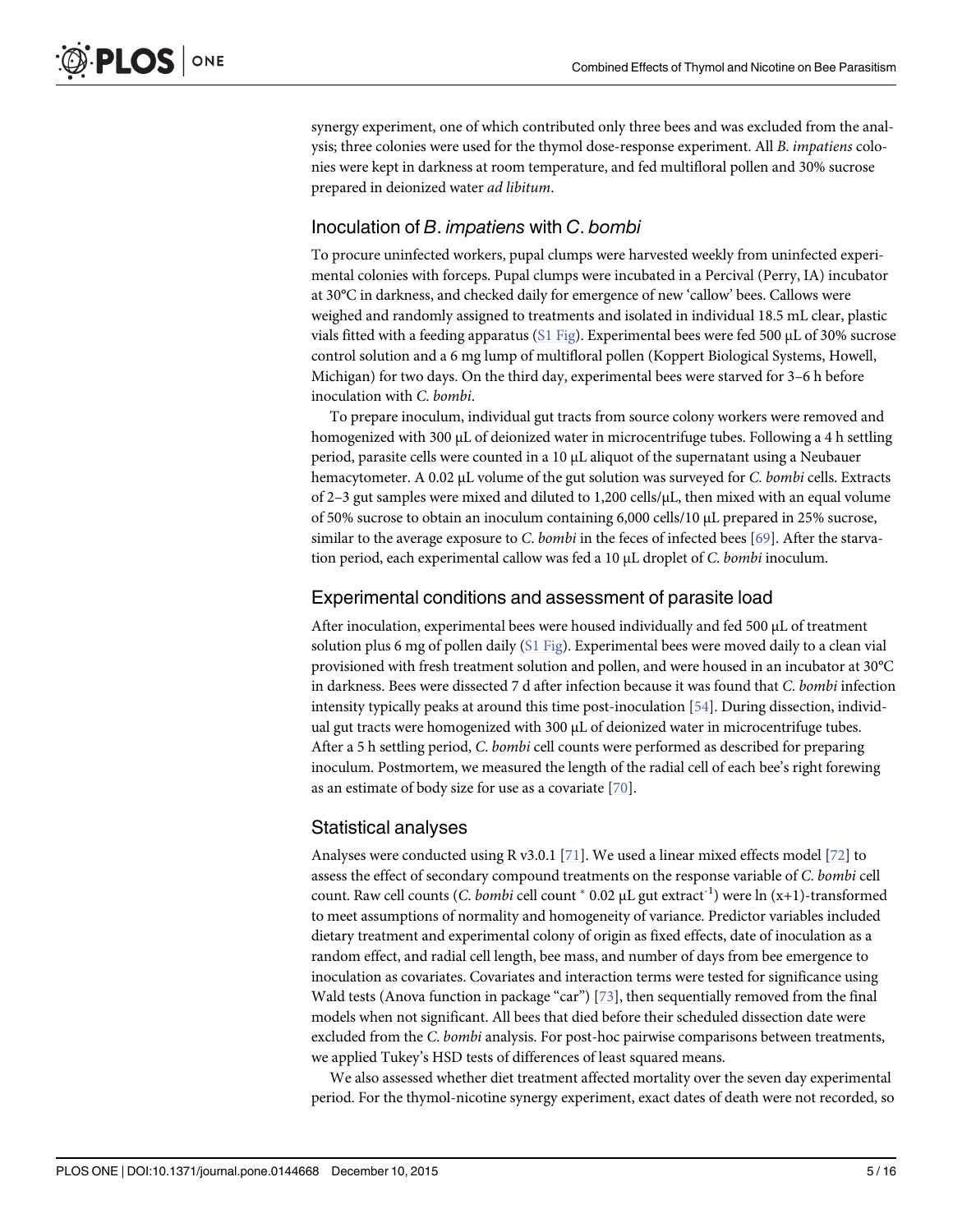synergy experiment, one of which contributed only three bees and was excluded from the analysis; three colonies were used for the thymol dose-response experiment. All *B. impatiens* colonies were kept in darkness at room temperature, and fed multifloral pollen and 30% sucrose prepared in deionized water *ad libitum*.

## Inoculation of *B. impatiens* with *C. bombi*

To procure uninfected workers, pupal clumps were harvested weekly from uninfected experimental colonies with forceps. Pupal clumps were incubated in a Percival (Perry, IA) incubator at 30°C in darkness, and checked daily for emergence of new 'callow' bees. Callows were weighed and randomly assigned to treatments and isolated in individual 18.5 mL clear, plastic vials fitted with a feeding apparatus (S1 Fig). Experimental bees were fed 500 μL of 30% sucrose control solution and a 6 mg lump of multifloral pollen (Koppert Biological Systems, Howell, Michigan) for two days. On the third day, experimental bees were starved for 3–6 h before inoculation with *C. bombi*.

To prepare inoculum, individual gut tracts from source colony workers were removed and homogenized with 300 μL of deionized water in microcentrifuge tubes. Following a 4 h settling period, parasite cells were counted in a 10 μL aliquot of the supernatant using a Neubauer hemacytometer. A 0.02 μL volume of the gut solution was surveyed for *C. bombi* cells. Extracts of 2–3 gut samples were mixed and diluted to 1,200 cells/μL, then mixed with an equal volume of 50% sucrose to obtain an inoculum containing 6,000 cells/10 μL prepared in 25% sucrose, similar to the average exposure to *C. bombi* in the feces of infected bees [69]. After the starvation period, each experimental callow was fed a 10 μL droplet of *C. bombi* inoculum.

## Experimental conditions and assessment of parasite load

After inoculation, experimental bees were housed individually and fed 500 μL of treatment solution plus 6 mg of pollen daily (S1 Fig). Experimental bees were moved daily to a clean vial provisioned with fresh treatment solution and pollen, and were housed in an incubator at 30°C in darkness. Bees were dissected 7 d after infection because it was found that *C. bombi* infection intensity typically peaks at around this time post-inoculation [54]. During dissection, individual gut tracts were homogenized with 300 μL of deionized water in microcentrifuge tubes. After a 5 h settling period, *C. bombi* cell counts were performed as described for preparing inoculum. Postmortem, we measured the length of the radial cell of each bee's right forewing as an estimate of body size for use as a covariate [70].

## Statistical analyses

Analyses were conducted using R v3.0.1 [71]. We used a linear mixed effects model [72] to assess the effect of secondary compound treatments on the response variable of *C. bombi* cell count. Raw cell counts (*C. bombi* cell count $*$ 0.02 μL gut extract$^{-1}$) were ln (x+1)-transformed to meet assumptions of normality and homogeneity of variance. Predictor variables included dietary treatment and experimental colony of origin as fixed effects, date of inoculation as a random effect, and radial cell length, bee mass, and number of days from bee emergence to inoculation as covariates. Covariates and interaction terms were tested for significance using Wald tests (Anova function in package "car") [73], then sequentially removed from the final models when not significant. All bees that died before their scheduled dissection date were excluded from the *C. bombi* analysis. For post-hoc pairwise comparisons between treatments, we applied Tukey's HSD tests of differences of least squared means.

We also assessed whether diet treatment affected mortality over the seven day experimental period. For the thymol-nicotine synergy experiment, exact dates of death were not recorded, so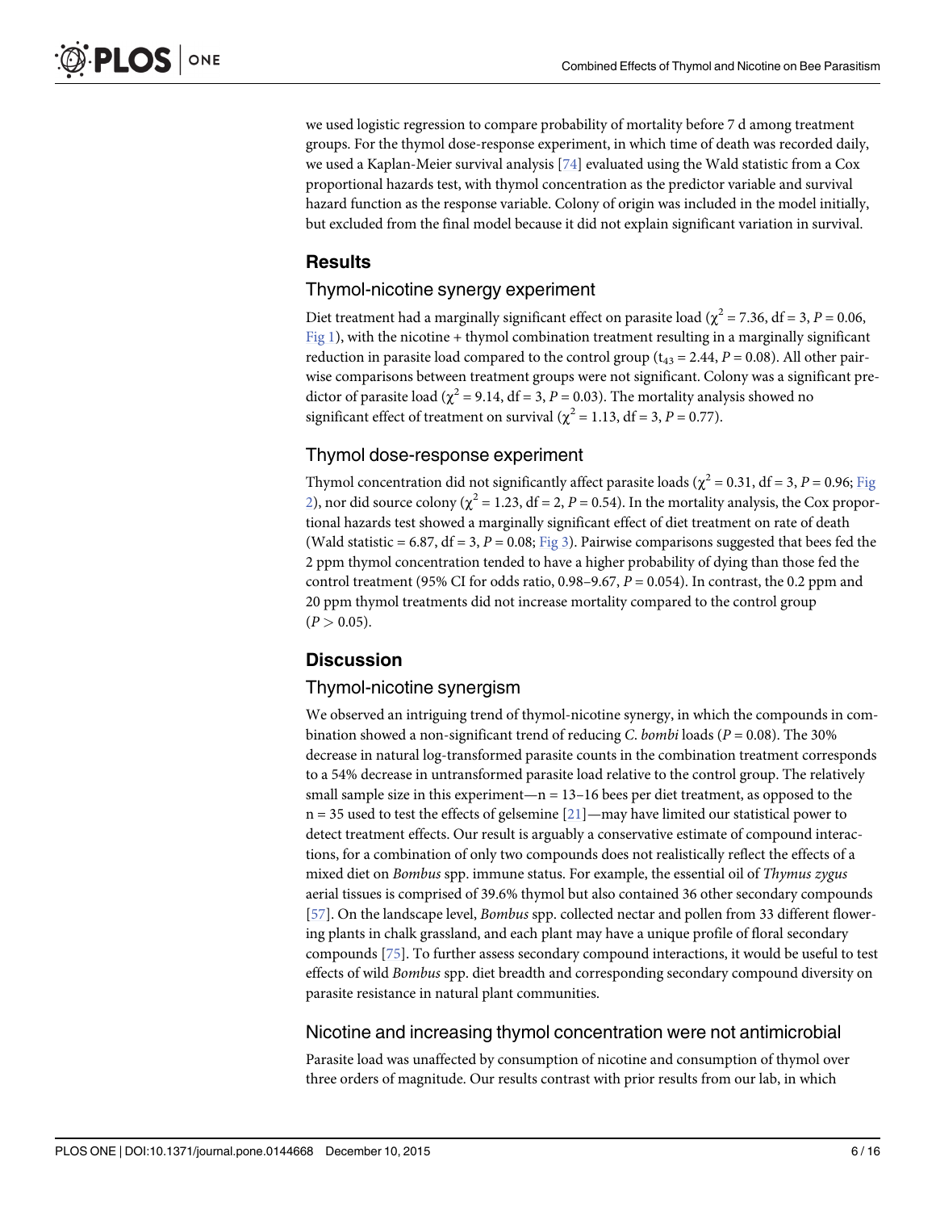we used logistic regression to compare probability of mortality before 7 d among treatment groups. For the thymol dose-response experiment, in which time of death was recorded daily, we used a Kaplan-Meier survival analysis [74] evaluated using the Wald statistic from a Cox proportional hazards test, with thymol concentration as the predictor variable and survival hazard function as the response variable. Colony of origin was included in the model initially, but excluded from the final model because it did not explain significant variation in survival.

## Results

### Thymol-nicotine synergy experiment

Diet treatment had a marginally significant effect on parasite load ($\chi^2 = 7.36$, df = 3, $P = 0.06$, Fig 1), with the nicotine + thymol combination treatment resulting in a marginally significant reduction in parasite load compared to the control group ($t_{43} = 2.44$, $P = 0.08$). All other pair-wise comparisons between treatment groups were not significant. Colony was a significant predictor of parasite load ($\chi^2 = 9.14$, df = 3, $P = 0.03$). The mortality analysis showed no significant effect of treatment on survival ($\chi^2 = 1.13$, df = 3, $P = 0.77$).

### Thymol dose-response experiment

Thymol concentration did not significantly affect parasite loads ($\chi^2 = 0.31$, df = 3, $P = 0.96$; Fig 2), nor did source colony ($\chi^2 = 1.23$, df = 2, $P = 0.54$). In the mortality analysis, the Cox proportional hazards test showed a marginally significant effect of diet treatment on rate of death (Wald statistic = 6.87, df = 3, $P = 0.08$; Fig 3). Pairwise comparisons suggested that bees fed the 2 ppm thymol concentration tended to have a higher probability of dying than those fed the control treatment (95% CI for odds ratio, 0.98–9.67, $P = 0.054$). In contrast, the 0.2 ppm and 20 ppm thymol treatments did not increase mortality compared to the control group ($P > 0.05$).

## Discussion

### Thymol-nicotine synergism

We observed an intriguing trend of thymol-nicotine synergy, in which the compounds in combination showed a non-significant trend of reducing *C. bombi* loads ($P = 0.08$). The 30% decrease in natural log-transformed parasite counts in the combination treatment corresponds to a 54% decrease in untransformed parasite load relative to the control group. The relatively small sample size in this experiment—n = 13–16 bees per diet treatment, as opposed to the n = 35 used to test the effects of gelsemine [21]—may have limited our statistical power to detect treatment effects. Our result is arguably a conservative estimate of compound interactions, for a combination of only two compounds does not realistically reflect the effects of a mixed diet on *Bombus* spp. immune status. For example, the essential oil of *Thymus zygus* aerial tissues is comprised of 39.6% thymol but also contained 36 other secondary compounds [57]. On the landscape level, *Bombus* spp. collected nectar and pollen from 33 different flowering plants in chalk grassland, and each plant may have a unique profile of floral secondary compounds [75]. To further assess secondary compound interactions, it would be useful to test effects of wild *Bombus* spp. diet breadth and corresponding secondary compound diversity on parasite resistance in natural plant communities.

### Nicotine and increasing thymol concentration were not antimicrobial

Parasite load was unaffected by consumption of nicotine and consumption of thymol over three orders of magnitude. Our results contrast with prior results from our lab, in which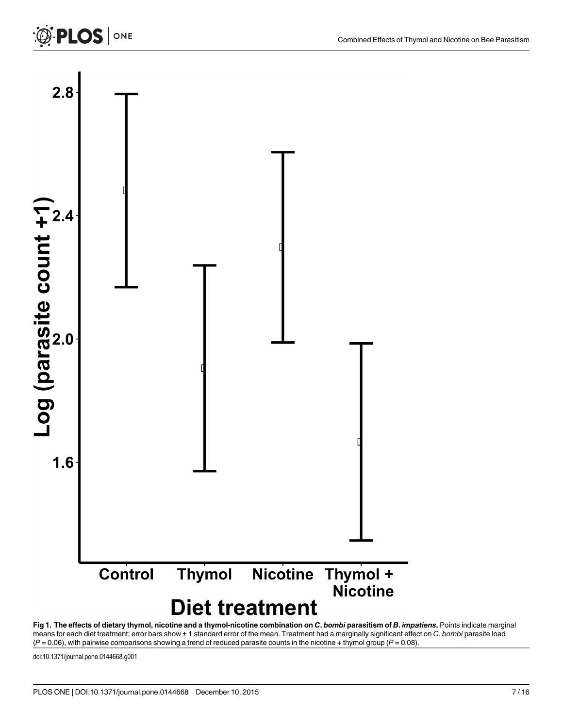**Fig 1. The effects of dietary thymol, nicotine and a thymol-nicotine combination on *C. bombi* parasitism of *B. impatiens*.** Points indicate marginal means for each diet treatment; error bars show ± 1 standard error of the mean. Treatment had a marginally significant effect on *C. bombi* parasite load ($P = 0.06$), with pairwise comparisons showing a trend of reduced parasite counts in the nicotine + thymol group ($P = 0.08$).

doi:10.1371/journal.pone.0144668.g001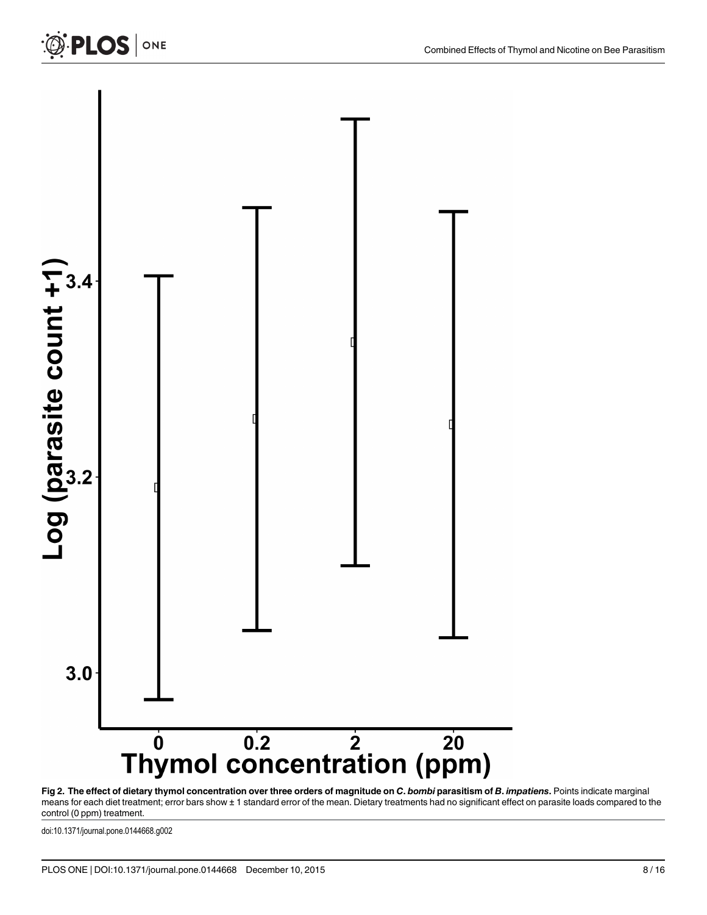**Fig 2. The effect of dietary thymol concentration over three orders of magnitude on *C. bombi* parasitism of *B. impatiens*.** Points indicate marginal means for each diet treatment; error bars show ± 1 standard error of the mean. Dietary treatments had no significant effect on parasite loads compared to the control (0 ppm) treatment.

doi:10.1371/journal.pone.0144668.g002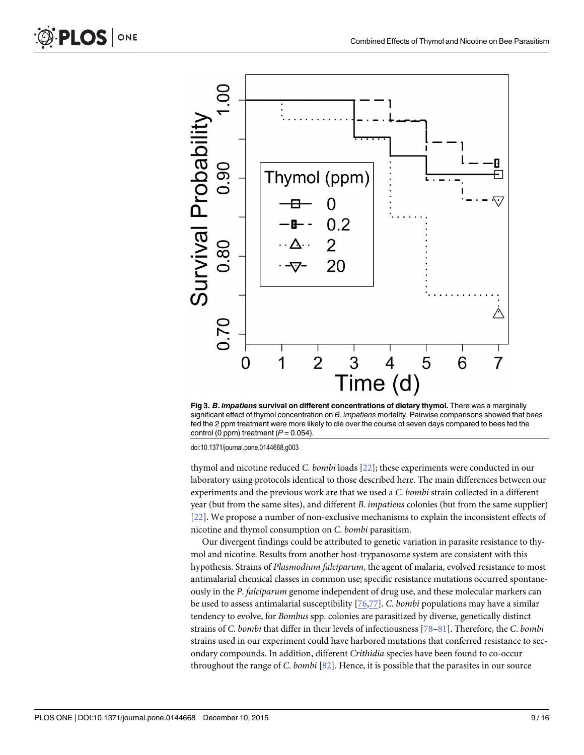**Fig 3. *B. impatiens* survival on different concentrations of dietary thymol.** There was a marginally significant effect of thymol concentration on *B. impatiens* mortality. Pairwise comparisons showed that bees fed the 2 ppm treatment were more likely to die over the course of seven days compared to bees fed the control (0 ppm) treatment ($P = 0.054$).

doi:10.1371/journal.pone.0144668.g003

thymol and nicotine reduced *C. bombi* loads [22]; these experiments were conducted in our laboratory using protocols identical to those described here. The main differences between our experiments and the previous work are that we used a *C. bombi* strain collected in a different year (but from the same sites), and different *B. impatiens* colonies (but from the same supplier) [22]. We propose a number of non-exclusive mechanisms to explain the inconsistent effects of nicotine and thymol consumption on *C. bombi* parasitism.

Our divergent findings could be attributed to genetic variation in parasite resistance to thymol and nicotine. Results from another host-trypanosome system are consistent with this hypothesis. Strains of *Plasmodium falciparum*, the agent of malaria, evolved resistance to most antimalarial chemical classes in common use; specific resistance mutations occurred spontaneously in the *P. falciparum* genome independent of drug use, and these molecular markers can be used to assess antimalarial susceptibility [76,77]. *C. bombi* populations may have a similar tendency to evolve, for *Bombus* spp. colonies are parasitized by diverse, genetically distinct strains of *C. bombi* that differ in their levels of infectiousness [78–81]. Therefore, the *C. bombi* strains used in our experiment could have harbored mutations that conferred resistance to secondary compounds. In addition, different *Crithidia* species have been found to co-occur throughout the range of *C. bombi* [82]. Hence, it is possible that the parasites in our source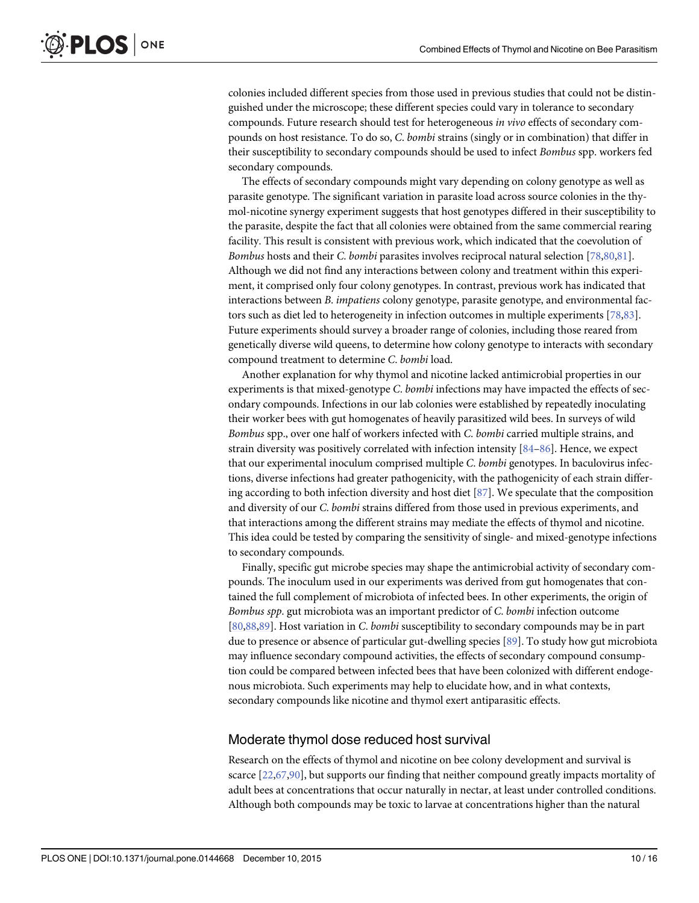colonies included different species from those used in previous studies that could not be distinguished under the microscope; these different species could vary in tolerance to secondary compounds. Future research should test for heterogeneous *in vivo* effects of secondary compounds on host resistance. To do so, *C. bombi* strains (singly or in combination) that differ in their susceptibility to secondary compounds should be used to infect *Bombus* spp. workers fed secondary compounds.

The effects of secondary compounds might vary depending on colony genotype as well as parasite genotype. The significant variation in parasite load across source colonies in the thymol-nicotine synergy experiment suggests that host genotypes differed in their susceptibility to the parasite, despite the fact that all colonies were obtained from the same commercial rearing facility. This result is consistent with previous work, which indicated that the coevolution of *Bombus* hosts and their *C. bombi* parasites involves reciprocal natural selection [78,80,81]. Although we did not find any interactions between colony and treatment within this experiment, it comprised only four colony genotypes. In contrast, previous work has indicated that interactions between *B. impatiens* colony genotype, parasite genotype, and environmental factors such as diet led to heterogeneity in infection outcomes in multiple experiments [78,83]. Future experiments should survey a broader range of colonies, including those reared from genetically diverse wild queens, to determine how colony genotype to interacts with secondary compound treatment to determine *C. bombi* load.

Another explanation for why thymol and nicotine lacked antimicrobial properties in our experiments is that mixed-genotype *C. bombi* infections may have impacted the effects of secondary compounds. Infections in our lab colonies were established by repeatedly inoculating their worker bees with gut homogenates of heavily parasitized wild bees. In surveys of wild *Bombus* spp., over one half of workers infected with *C. bombi* carried multiple strains, and strain diversity was positively correlated with infection intensity [84–86]. Hence, we expect that our experimental inoculum comprised multiple *C. bombi* genotypes. In baculovirus infections, diverse infections had greater pathogenicity, with the pathogenicity of each strain differing according to both infection diversity and host diet [87]. We speculate that the composition and diversity of our *C. bombi* strains differed from those used in previous experiments, and that interactions among the different strains may mediate the effects of thymol and nicotine. This idea could be tested by comparing the sensitivity of single- and mixed-genotype infections to secondary compounds.

Finally, specific gut microbe species may shape the antimicrobial activity of secondary compounds. The inoculum used in our experiments was derived from gut homogenates that contained the full complement of microbiota of infected bees. In other experiments, the origin of *Bombus spp.* gut microbiota was an important predictor of *C. bombi* infection outcome [80,88,89]. Host variation in *C. bombi* susceptibility to secondary compounds may be in part due to presence or absence of particular gut-dwelling species [89]. To study how gut microbiota may influence secondary compound activities, the effects of secondary compound consumption could be compared between infected bees that have been colonized with different endogenous microbiota. Such experiments may help to elucidate how, and in what contexts, secondary compounds like nicotine and thymol exert antiparasitic effects.

## Moderate thymol dose reduced host survival

Research on the effects of thymol and nicotine on bee colony development and survival is scarce [22,67,90], but supports our finding that neither compound greatly impacts mortality of adult bees at concentrations that occur naturally in nectar, at least under controlled conditions. Although both compounds may be toxic to larvae at concentrations higher than the natural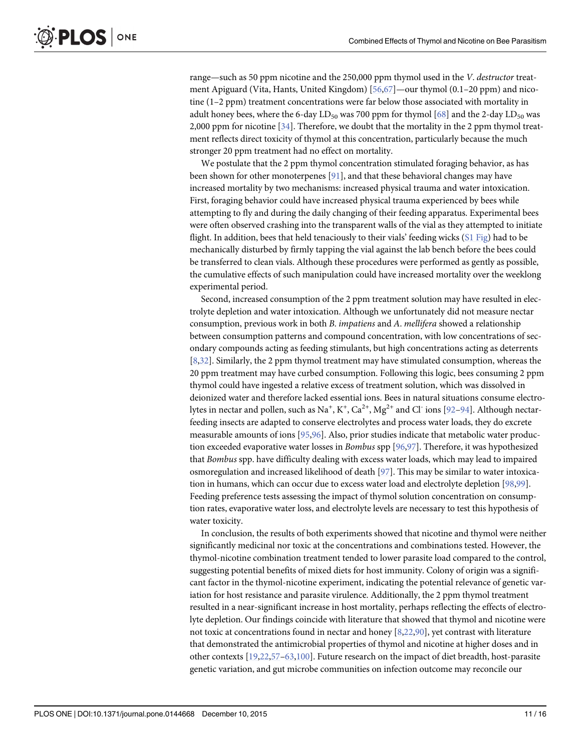range—such as 50 ppm nicotine and the 250,000 ppm thymol used in the *V*. *destructor* treatment Apiguard (Vita, Hants, United Kingdom) [56,67]—our thymol (0.1–20 ppm) and nicotine (1–2 ppm) treatment concentrations were far below those associated with mortality in adult honey bees, where the 6-day $LD_{50}$ was 700 ppm for thymol [68] and the 2-day $LD_{50}$ was 2,000 ppm for nicotine [34]. Therefore, we doubt that the mortality in the 2 ppm thymol treatment reflects direct toxicity of thymol at this concentration, particularly because the much stronger 20 ppm treatment had no effect on mortality.

We postulate that the 2 ppm thymol concentration stimulated foraging behavior, as has been shown for other monoterpenes [91], and that these behavioral changes may have increased mortality by two mechanisms: increased physical trauma and water intoxication. First, foraging behavior could have increased physical trauma experienced by bees while attempting to fly and during the daily changing of their feeding apparatus. Experimental bees were often observed crashing into the transparent walls of the vial as they attempted to initiate flight. In addition, bees that held tenaciously to their vials' feeding wicks (S1 Fig) had to be mechanically disturbed by firmly tapping the vial against the lab bench before the bees could be transferred to clean vials. Although these procedures were performed as gently as possible, the cumulative effects of such manipulation could have increased mortality over the weeklong experimental period.

Second, increased consumption of the 2 ppm treatment solution may have resulted in electrolyte depletion and water intoxication. Although we unfortunately did not measure nectar consumption, previous work in both *B*. *impatiens* and *A*. *mellifera* showed a relationship between consumption patterns and compound concentration, with low concentrations of secondary compounds acting as feeding stimulants, but high concentrations acting as deterrents [8,32]. Similarly, the 2 ppm thymol treatment may have stimulated consumption, whereas the 20 ppm treatment may have curbed consumption. Following this logic, bees consuming 2 ppm thymol could have ingested a relative excess of treatment solution, which was dissolved in deionized water and therefore lacked essential ions. Bees in natural situations consume electrolytes in nectar and pollen, such as $Na^+$, $K^+$, $Ca^{2+}$, $Mg^{2+}$ and $Cl^-$ ions [92–94]. Although nectar-feeding insects are adapted to conserve electrolytes and process water loads, they do excrete measurable amounts of ions [95,96]. Also, prior studies indicate that metabolic water production exceeded evaporative water losses in *Bombus* spp [96,97]. Therefore, it was hypothesized that *Bombus* spp. have difficulty dealing with excess water loads, which may lead to impaired osmoregulation and increased likelihood of death [97]. This may be similar to water intoxication in humans, which can occur due to excess water load and electrolyte depletion [98,99]. Feeding preference tests assessing the impact of thymol solution concentration on consumption rates, evaporative water loss, and electrolyte levels are necessary to test this hypothesis of water toxicity.

In conclusion, the results of both experiments showed that nicotine and thymol were neither significantly medicinal nor toxic at the concentrations and combinations tested. However, the thymol-nicotine combination treatment tended to lower parasite load compared to the control, suggesting potential benefits of mixed diets for host immunity. Colony of origin was a significant factor in the thymol-nicotine experiment, indicating the potential relevance of genetic variation for host resistance and parasite virulence. Additionally, the 2 ppm thymol treatment resulted in a near-significant increase in host mortality, perhaps reflecting the effects of electrolyte depletion. Our findings coincide with literature that showed that thymol and nicotine were not toxic at concentrations found in nectar and honey [8,22,90], yet contrast with literature that demonstrated the antimicrobial properties of thymol and nicotine at higher doses and in other contexts [19,22,57–63,100]. Future research on the impact of diet breadth, host-parasite genetic variation, and gut microbe communities on infection outcome may reconcile our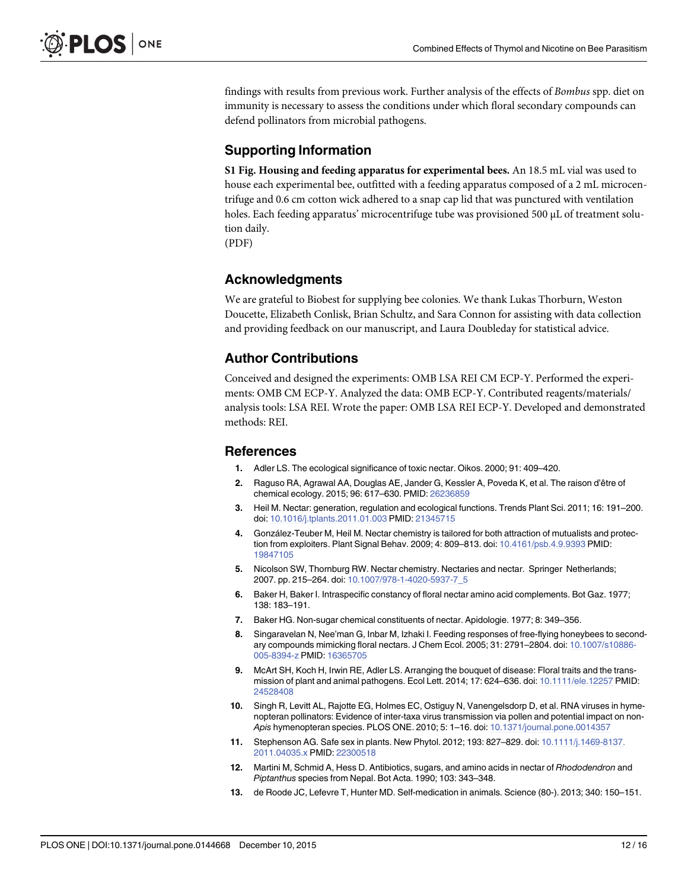findings with results from previous work. Further analysis of the effects of *Bombus* spp. diet on immunity is necessary to assess the conditions under which floral secondary compounds can defend pollinators from microbial pathogens.

## Supporting Information

**S1 Fig. Housing and feeding apparatus for experimental bees.** An 18.5 mL vial was used to house each experimental bee, outfitted with a feeding apparatus composed of a 2 mL microcentrifuge and 0.6 cm cotton wick adhered to a snap cap lid that was punctured with ventilation holes. Each feeding apparatus' microcentrifuge tube was provisioned 500 μL of treatment solution daily.
(PDF)

## Acknowledgments

We are grateful to Biobest for supplying bee colonies. We thank Lukas Thorburn, Weston Doucette, Elizabeth Conlisk, Brian Schultz, and Sara Connon for assisting with data collection and providing feedback on our manuscript, and Laura Doubleday for statistical advice.

## Author Contributions

Conceived and designed the experiments: OMB LSA REI CM ECP-Y. Performed the experiments: OMB CM ECP-Y. Analyzed the data: OMB ECP-Y. Contributed reagents/materials/analysis tools: LSA REI. Wrote the paper: OMB LSA REI ECP-Y. Developed and demonstrated methods: REI.

## References

1. Adler LS. The ecological significance of toxic nectar. Oikos. 2000; 91: 409–420.
2. Raguso RA, Agrawal AA, Douglas AE, Jander G, Kessler A, Poveda K, et al. The raison d'être of chemical ecology. 2015; 96: 617–630. PMID: 26236859
3. Heil M. Nectar: generation, regulation and ecological functions. Trends Plant Sci. 2011; 16: 191–200. doi: 10.1016/j.tplants.2011.01.003 PMID: 21345715
4. González-Teuber M, Heil M. Nectar chemistry is tailored for both attraction of mutualists and protection from exploiters. Plant Signal Behav. 2009; 4: 809–813. doi: 10.4161/psb.4.9.9393 PMID: 19847105
5. Nicolson SW, Thornburg RW. Nectar chemistry. Nectaries and nectar. Springer Netherlands; 2007. pp. 215–264. doi: 10.1007/978-1-4020-5937-7_5
6. Baker H, Baker I. Intraspecific constancy of floral nectar amino acid complements. Bot Gaz. 1977; 138: 183–191.
7. Baker HG. Non-sugar chemical constituents of nectar. Apidologie. 1977; 8: 349–356.
8. Singaravelan N, Nee'man G, Inbar M, Izhaki I. Feeding responses of free-flying honeybees to secondary compounds mimicking floral nectars. J Chem Ecol. 2005; 31: 2791–2804. doi: 10.1007/s10886-005-8394-z PMID: 16365705
9. McArt SH, Koch H, Irwin RE, Adler LS. Arranging the bouquet of disease: Floral traits and the transmission of plant and animal pathogens. Ecol Lett. 2014; 17: 624–636. doi: 10.1111/ele.12257 PMID: 24528408
10. Singh R, Levitt AL, Rajotte EG, Holmes EC, Ostiguy N, Vanengelsdorp D, et al. RNA viruses in hymenopteran pollinators: Evidence of inter-taxa virus transmission via pollen and potential impact on non-*Apis* hymenopteran species. PLOS ONE. 2010; 5: 1–16. doi: 10.1371/journal.pone.0014357
11. Stephenson AG. Safe sex in plants. New Phytol. 2012; 193: 827–829. doi: 10.1111/j.1469-8137.2011.04035.x PMID: 22300518
12. Martini M, Schmid A, Hess D. Antibiotics, sugars, and amino acids in nectar of *Rhododendron* and *Piptanthus* species from Nepal. Bot Acta. 1990; 103: 343–348.
13. de Roode JC, Lefevre T, Hunter MD. Self-medication in animals. Science (80-). 2013; 340: 150–151.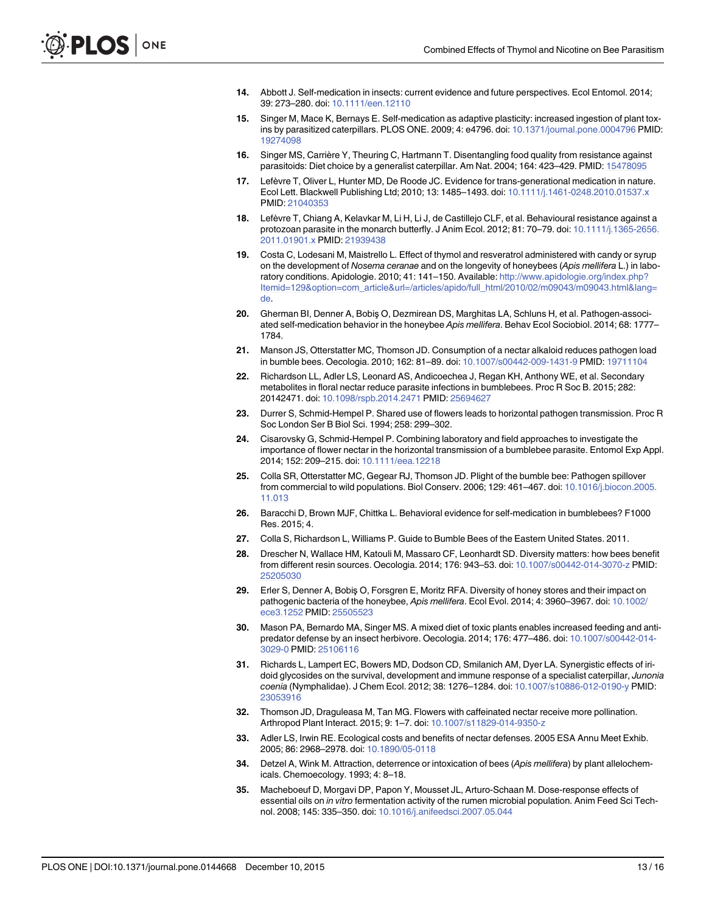14. Abbott J. Self-medication in insects: current evidence and future perspectives. Ecol Entomol. 2014; 39: 273–280. doi: 10.1111/een.12110
15. Singer M, Mace K, Bernays E. Self-medication as adaptive plasticity: increased ingestion of plant toxins by parasitized caterpillars. PLOS ONE. 2009; 4: e4796. doi: 10.1371/journal.pone.0004796 PMID: 19274098
16. Singer MS, Carrière Y, Theuring C, Hartmann T. Disentangling food quality from resistance against parasitoids: Diet choice by a generalist caterpillar. Am Nat. 2004; 164: 423–429. PMID: 15478095
17. Lefèvre T, Oliver L, Hunter MD, De Roode JC. Evidence for trans-generational medication in nature. Ecol Lett. Blackwell Publishing Ltd; 2010; 13: 1485–1493. doi: 10.1111/j.1461-0248.2010.01537.x PMID: 21040353
18. Lefèvre T, Chiang A, Kelavkar M, Li H, Li J, de Castillejo CLF, et al. Behavioural resistance against a protozoan parasite in the monarch butterfly. J Anim Ecol. 2012; 81: 70–79. doi: 10.1111/j.1365-2656.2011.01901.x PMID: 21939438
19. Costa C, Lodesani M, Maistrello L. Effect of thymol and resveratrol administered with candy or syrup on the development of *Nosema ceranae* and on the longevity of honeybees (*Apis mellifera* L.) in laboratory conditions. Apidologie. 2010; 41: 141–150. Available: http://www.apidologie.org/index.php?Itemid=129&option=com_article&url=/articles/apido/full_html/2010/02/m09043/m09043.html&lang=de.
20. Gherman BI, Denner A, Bobiş O, Dezmirean DS, Marghitas LA, Schluns H, et al. Pathogen-associated self-medication behavior in the honeybee *Apis mellifera*. Behav Ecol Sociobiol. 2014; 68: 1777–1784.
21. Manson JS, Otterstatter MC, Thomson JD. Consumption of a nectar alkaloid reduces pathogen load in bumble bees. Oecologia. 2010; 162: 81–89. doi: 10.1007/s00442-009-1431-9 PMID: 19711104
22. Richardson LL, Adler LS, Leonard AS, Andicoechea J, Regan KH, Anthony WE, et al. Secondary metabolites in floral nectar reduce parasite infections in bumblebees. Proc R Soc B. 2015; 282: 20142471. doi: 10.1098/rspb.2014.2471 PMID: 25694627
23. Durrer S, Schmid-Hempel P. Shared use of flowers leads to horizontal pathogen transmission. Proc R Soc London Ser B Biol Sci. 1994; 258: 299–302.
24. Cisarovsky G, Schmid-Hempel P. Combining laboratory and field approaches to investigate the importance of flower nectar in the horizontal transmission of a bumblebee parasite. Entomol Exp Appl. 2014; 152: 209–215. doi: 10.1111/eea.12218
25. Colla SR, Otterstatter MC, Gegear RJ, Thomson JD. Plight of the bumble bee: Pathogen spillover from commercial to wild populations. Biol Conserv. 2006; 129: 461–467. doi: 10.1016/j.biocon.2005.11.013
26. Baracchi D, Brown MJF, Chittka L. Behavioral evidence for self-medication in bumblebees? F1000 Res. 2015; 4.
27. Colla S, Richardson L, Williams P. Guide to Bumble Bees of the Eastern United States. 2011.
28. Drescher N, Wallace HM, Katouli M, Massaro CF, Leonhardt SD. Diversity matters: how bees benefit from different resin sources. Oecologia. 2014; 176: 943–53. doi: 10.1007/s00442-014-3070-z PMID: 25205030
29. Erler S, Denner A, Bobiş O, Forsgren E, Moritz RFA. Diversity of honey stores and their impact on pathogenic bacteria of the honeybee, *Apis mellifera*. Ecol Evol. 2014; 4: 3960–3967. doi: 10.1002/ece3.1252 PMID: 25505523
30. Mason PA, Bernardo MA, Singer MS. A mixed diet of toxic plants enables increased feeding and anti-predator defense by an insect herbivore. Oecologia. 2014; 176: 477–486. doi: 10.1007/s00442-014-3029-0 PMID: 25106116
31. Richards L, Lampert EC, Bowers MD, Dodson CD, Smilanich AM, Dyer LA. Synergistic effects of iridoid glycosides on the survival, development and immune response of a specialist caterpillar, *Junonia coenia* (Nymphalidae). J Chem Ecol. 2012; 38: 1276–1284. doi: 10.1007/s10886-012-0190-y PMID: 23053916
32. Thomson JD, Draguleasa M, Tan MG. Flowers with caffeinated nectar receive more pollination. Arthropod Plant Interact. 2015; 9: 1–7. doi: 10.1007/s11829-014-9350-z
33. Adler LS, Irwin RE. Ecological costs and benefits of nectar defenses. 2005 ESA Annu Meet Exhib. 2005; 86: 2968–2978. doi: 10.1890/05-0118
34. Detzel A, Wink M. Attraction, deterrence or intoxication of bees (*Apis mellifera*) by plant allelochemicals. Chemoecology. 1993; 4: 8–18.
35. Macheboeuf D, Morgavi DP, Papon Y, Mousset JL, Arturo-Schaan M. Dose-response effects of essential oils on *in vitro* fermentation activity of the rumen microbial population. Anim Feed Sci Technol. 2008; 145: 335–350. doi: 10.1016/j.anifeedsci.2007.05.044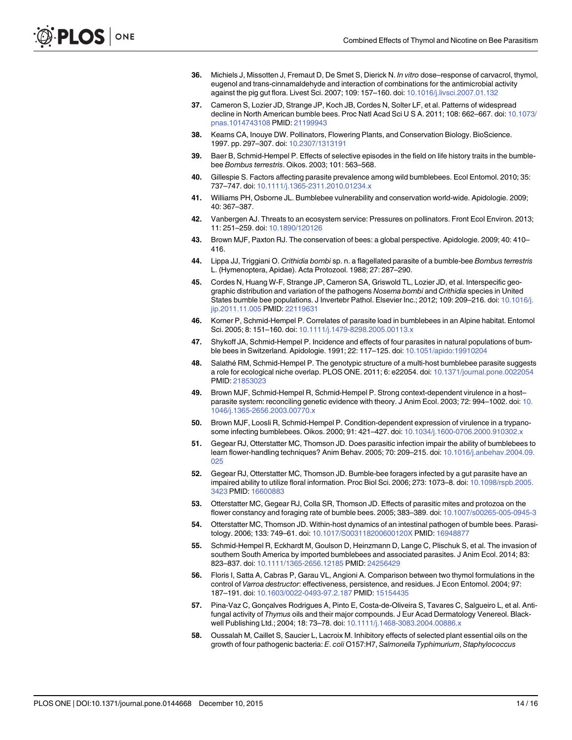36. Michiels J, Missotten J, Fremaut D, De Smet S, Dierick N. *In vitro* dose–response of carvacrol, thymol, eugenol and trans-cinnamaldehyde and interaction of combinations for the antimicrobial activity against the pig gut flora. Livest Sci. 2007; 109: 157–160. doi: 10.1016/j.livsci.2007.01.132

37. Cameron S, Lozier JD, Strange JP, Koch JB, Cordes N, Solter LF, et al. Patterns of widespread decline in North American bumble bees. Proc Natl Acad Sci U S A. 2011; 108: 662–667. doi: 10.1073/pnas.1014743108 PMID: 21199943

38. Kearns CA, Inouye DW. Pollinators, Flowering Plants, and Conservation Biology. BioScience. 1997. pp. 297–307. doi: 10.2307/1313191

39. Baer B, Schmid-Hempel P. Effects of selective episodes in the field on life history traits in the bumblebee *Bombus terrestris*. Oikos. 2003; 101: 563–568.

40. Gillespie S. Factors affecting parasite prevalence among wild bumblebees. Ecol Entomol. 2010; 35: 737–747. doi: 10.1111/j.1365-2311.2010.01234.x

41. Williams PH, Osborne JL. Bumblebee vulnerability and conservation world-wide. Apidologie. 2009; 40: 367–387.

42. Vanbergen AJ. Threats to an ecosystem service: Pressures on pollinators. Front Ecol Environ. 2013; 11: 251–259. doi: 10.1890/120126

43. Brown MJF, Paxton RJ. The conservation of bees: a global perspective. Apidologie. 2009; 40: 410–416.

44. Lippa JJ, Triggiani O. *Crithidia bombi* sp. n. a flagellated parasite of a bumble-bee *Bombus terrestris* L. (Hymenoptera, Apidae). Acta Protozool. 1988; 27: 287–290.

45. Cordes N, Huang W-F, Strange JP, Cameron SA, Griswold TL, Lozier JD, et al. Interspecific geographic distribution and variation of the pathogens *Nosema bombi* and *Crithidia* species in United States bumble bee populations. J Invertebr Pathol. Elsevier Inc.; 2012; 109: 209–216. doi: 10.1016/j.jip.2011.11.005 PMID: 22119631

46. Korner P, Schmid-Hempel P. Correlates of parasite load in bumblebees in an Alpine habitat. Entomol Sci. 2005; 8: 151–160. doi: 10.1111/j.1479-8298.2005.00113.x

47. Shykoff JA, Schmid-Hempel P. Incidence and effects of four parasites in natural populations of bumble bees in Switzerland. Apidologie. 1991; 22: 117–125. doi: 10.1051/apido:19910204

48. Salathé RM, Schmid-Hempel P. The genotypic structure of a multi-host bumblebee parasite suggests a role for ecological niche overlap. PLOS ONE. 2011; 6: e22054. doi: 10.1371/journal.pone.0022054 PMID: 21853023

49. Brown MJF, Schmid-Hempel R, Schmid-Hempel P. Strong context-dependent virulence in a host–parasite system: reconciling genetic evidence with theory. J Anim Ecol. 2003; 72: 994–1002. doi: 10.1046/j.1365-2656.2003.00770.x

50. Brown MJF, Loosli R, Schmid-Hempel P. Condition-dependent expression of virulence in a trypanosome infecting bumblebees. Oikos. 2000; 91: 421–427. doi: 10.1034/j.1600-0706.2000.910302.x

51. Gegear RJ, Otterstatter MC, Thomson JD. Does parasitic infection impair the ability of bumblebees to learn flower-handling techniques? Anim Behav. 2005; 70: 209–215. doi: 10.1016/j.anbehav.2004.09.025

52. Gegear RJ, Otterstatter MC, Thomson JD. Bumble-bee foragers infected by a gut parasite have an impaired ability to utilize floral information. Proc Biol Sci. 2006; 273: 1073–8. doi: 10.1098/rspb.2005.3423 PMID: 16600883

53. Otterstatter MC, Gegear RJ, Colla SR, Thomson JD. Effects of parasitic mites and protozoa on the flower constancy and foraging rate of bumble bees. 2005; 383–389. doi: 10.1007/s00265-005-0945-3

54. Otterstatter MC, Thomson JD. Within-host dynamics of an intestinal pathogen of bumble bees. Parasitology. 2006; 133: 749–61. doi: 10.1017/S003118200600120X PMID: 16948877

55. Schmid-Hempel R, Eckhardt M, Goulson D, Heinzmann D, Lange C, Plischuk S, et al. The invasion of southern South America by imported bumblebees and associated parasites. J Anim Ecol. 2014; 83: 823–837. doi: 10.1111/1365-2656.12185 PMID: 24256429

56. Floris I, Satta A, Cabras P, Garau VL, Angioni A. Comparison between two thymol formulations in the control of *Varroa destructor*: effectiveness, persistence, and residues. J Econ Entomol. 2004; 97: 187–191. doi: 10.1603/0022-0493-97.2.187 PMID: 15154435

57. Pina-Vaz C, Gonçalves Rodrigues A, Pinto E, Costa-de-Oliveira S, Tavares C, Salgueiro L, et al. Antifungal activity of *Thymus* oils and their major compounds. J Eur Acad Dermatology Venereol. Blackwell Publishing Ltd.; 2004; 18: 73–78. doi: 10.1111/j.1468-3083.2004.00886.x

58. Oussalah M, Caillet S, Saucier L, Lacroix M. Inhibitory effects of selected plant essential oils on the growth of four pathogenic bacteria: *E. coli* O157:H7, *Salmonella Typhimurium*, *Staphylococcus*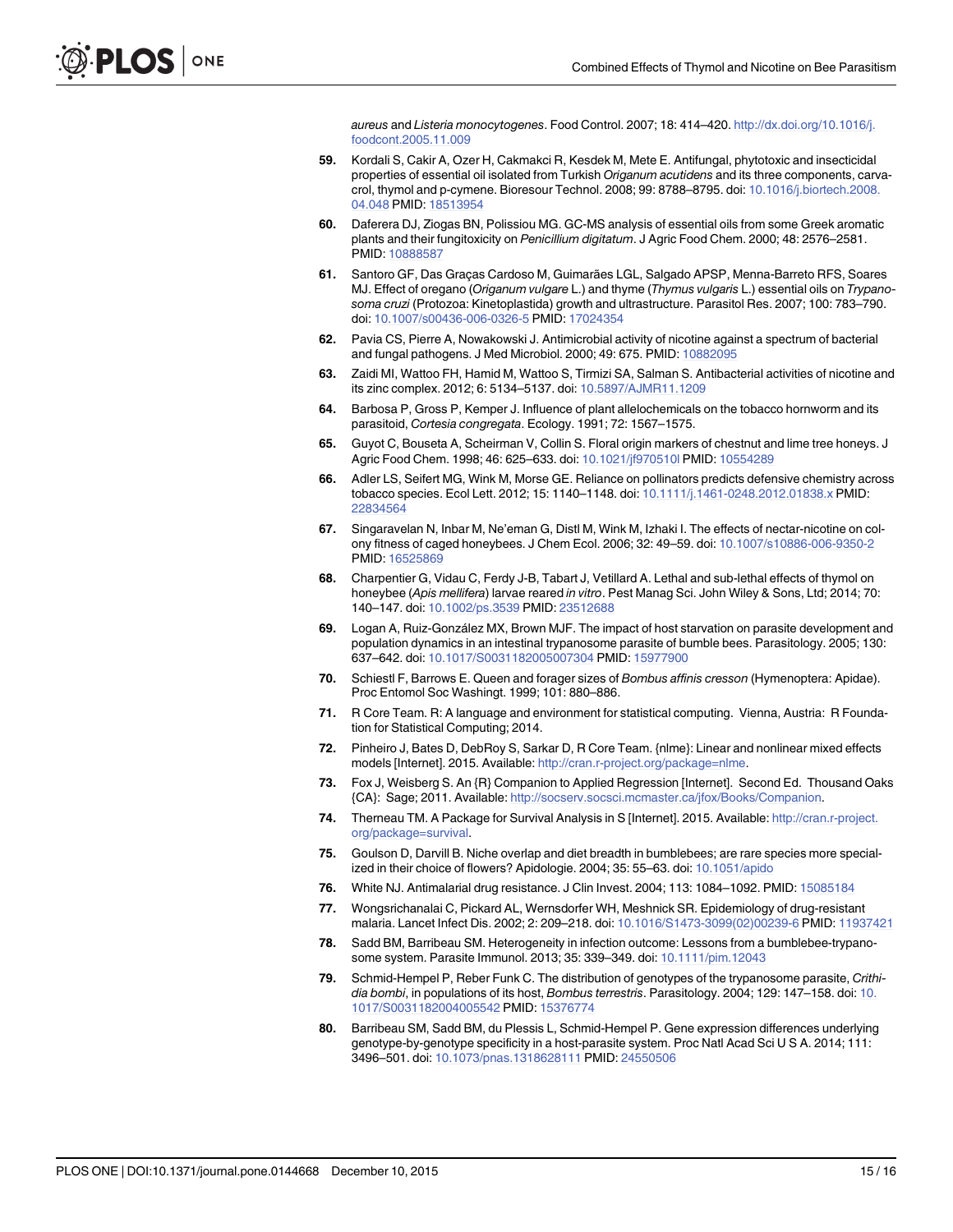aureus and *Listeria monocytogenes*. Food Control. 2007; 18: 414–420. http://dx.doi.org/10.1016/j.foodcont.2005.11.009

59. Kordali S, Cakir A, Ozer H, Cakmakci R, Kesdek M, Mete E. Antifungal, phytotoxic and insecticidal properties of essential oil isolated from Turkish *Origanum acutidens* and its three components, carvacrol, thymol and p-cymene. Bioresour Technol. 2008; 99: 8788–8795. doi: 10.1016/j.biortech.2008.04.048 PMID: 18513954

60. Daferera DJ, Ziogas BN, Polissiou MG. GC-MS analysis of essential oils from some Greek aromatic plants and their fungitoxicity on *Penicillium digitatum*. J Agric Food Chem. 2000; 48: 2576–2581. PMID: 10888587

61. Santoro GF, Das Graças Cardoso M, Guimarães LGL, Salgado APSP, Menna-Barreto RFS, Soares MJ. Effect of oregano (*Origanum vulgare* L.) and thyme (*Thymus vulgaris* L.) essential oils on *Trypanosoma cruzi* (Protozoa: Kinetoplastida) growth and ultrastructure. Parasitol Res. 2007; 100: 783–790. doi: 10.1007/s00436-006-0326-5 PMID: 17024354

62. Pavia CS, Pierre A, Nowakowski J. Antimicrobial activity of nicotine against a spectrum of bacterial and fungal pathogens. J Med Microbiol. 2000; 49: 675. PMID: 10882095

63. Zaidi MI, Wattoo FH, Hamid M, Wattoo S, Tirmizi SA, Salman S. Antibacterial activities of nicotine and its zinc complex. 2012; 6: 5134–5137. doi: 10.5897/AJMR11.1209

64. Barbosa P, Gross P, Kemper J. Influence of plant allelochemicals on the tobacco hornworm and its parasitoid, *Cortesia congregata*. Ecology. 1991; 72: 1567–1575.

65. Guyot C, Bouseta A, Scheirman V, Collin S. Floral origin markers of chestnut and lime tree honeys. J Agric Food Chem. 1998; 46: 625–633. doi: 10.1021/jf970510l PMID: 10554289

66. Adler LS, Seifert MG, Wink M, Morse GE. Reliance on pollinators predicts defensive chemistry across tobacco species. Ecol Lett. 2012; 15: 1140–1148. doi: 10.1111/j.1461-0248.2012.01838.x PMID: 22834564

67. Singaravelan N, Inbar M, Ne'eman G, Distl M, Wink M, Izhaki I. The effects of nectar-nicotine on colony fitness of caged honeybees. J Chem Ecol. 2006; 32: 49–59. doi: 10.1007/s10886-006-9350-2 PMID: 16525869

68. Charpentier G, Vidau C, Ferdy J-B, Tabart J, Vetillard A. Lethal and sub-lethal effects of thymol on honeybee (*Apis mellifera*) larvae reared *in vitro*. Pest Manag Sci. John Wiley & Sons, Ltd; 2014; 70: 140–147. doi: 10.1002/ps.3539 PMID: 23512688

69. Logan A, Ruiz-González MX, Brown MJF. The impact of host starvation on parasite development and population dynamics in an intestinal trypanosome parasite of bumble bees. Parasitology. 2005; 130: 637–642. doi: 10.1017/S0031182005007304 PMID: 15977900

70. Schiestl F, Barrows E. Queen and forager sizes of *Bombus affinis cresson* (Hymenoptera: Apidae). Proc Entomol Soc Washingt. 1999; 101: 880–886.

71. R Core Team. R: A language and environment for statistical computing. Vienna, Austria: R Foundation for Statistical Computing; 2014.

72. Pinheiro J, Bates D, DebRoy S, Sarkar D, R Core Team. {nlme}: Linear and nonlinear mixed effects models [Internet]. 2015. Available: http://cran.r-project.org/package=nlme.

73. Fox J, Weisberg S. An {R} Companion to Applied Regression [Internet]. Second Ed. Thousand Oaks {CA}: Sage; 2011. Available: http://socserv.socsci.mcmaster.ca/jfox/Books/Companion.

74. Therneau TM. A Package for Survival Analysis in S [Internet]. 2015. Available: http://cran.r-project.org/package=survival.

75. Goulson D, Darvill B. Niche overlap and diet breadth in bumblebees; are rare species more specialized in their choice of flowers? Apidologie. 2004; 35: 55–63. doi: 10.1051/apido

76. White NJ. Antimalarial drug resistance. J Clin Invest. 2004; 113: 1084–1092. PMID: 15085184

77. Wongsrichanalai C, Pickard AL, Wernsdorfer WH, Meshnick SR. Epidemiology of drug-resistant malaria. Lancet Infect Dis. 2002; 2: 209–218. doi: 10.1016/S1473-3099(02)00239-6 PMID: 11937421

78. Sadd BM, Barribeau SM. Heterogeneity in infection outcome: Lessons from a bumblebee-trypanosome system. Parasite Immunol. 2013; 35: 339–349. doi: 10.1111/pim.12043

79. Schmid-Hempel P, Reber Funk C. The distribution of genotypes of the trypanosome parasite, *Crithidia bombi*, in populations of its host, *Bombus terrestris*. Parasitology. 2004; 129: 147–158. doi: 10.1017/S0031182004005542 PMID: 15376774

80. Barribeau SM, Sadd BM, du Plessis L, Schmid-Hempel P. Gene expression differences underlying genotype-by-genotype specificity in a host-parasite system. Proc Natl Acad Sci U S A. 2014; 111: 3496–501. doi: 10.1073/pnas.1318628111 PMID: 24550506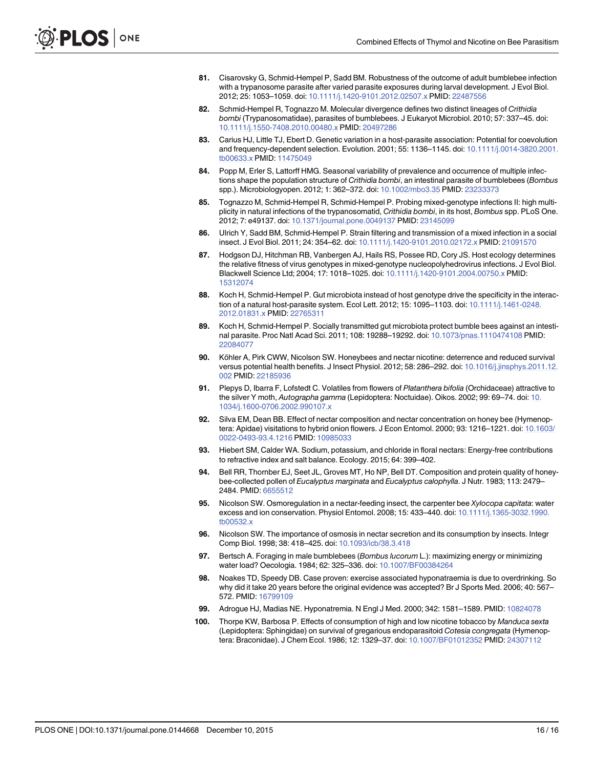81. Cisarovsky G, Schmid-Hempel P, Sadd BM. Robustness of the outcome of adult bumblebee infection with a trypanosome parasite after varied parasite exposures during larval development. J Evol Biol. 2012; 25: 1053–1059. doi: 10.1111/j.1420-9101.2012.02507.x PMID: 22487556

82. Schmid-Hempel R, Tognazzo M. Molecular divergence defines two distinct lineages of *Crithidia bombi* (Trypanosomatidae), parasites of bumblebees. J Eukaryot Microbiol. 2010; 57: 337–45. doi: 10.1111/j.1550-7408.2010.00480.x PMID: 20497286

83. Carius HJ, Little TJ, Ebert D. Genetic variation in a host-parasite association: Potential for coevolution and frequency-dependent selection. Evolution. 2001; 55: 1136–1145. doi: 10.1111/j.0014-3820.2001.tb00633.x PMID: 11475049

84. Popp M, Erler S, Lattorff HMG. Seasonal variability of prevalence and occurrence of multiple infections shape the population structure of *Crithidia bombi*, an intestinal parasite of bumblebees (*Bombus* spp.). Microbiologyopen. 2012; 1: 362–372. doi: 10.1002/mbo3.35 PMID: 23233373

85. Tognazzo M, Schmid-Hempel R, Schmid-Hempel P. Probing mixed-genotype infections II: high multiplicity in natural infections of the trypanosomatid, *Crithidia bombi*, in its host, *Bombus* spp. PLoS One. 2012; 7: e49137. doi: 10.1371/journal.pone.0049137 PMID: 23145099

86. Ulrich Y, Sadd BM, Schmid-Hempel P. Strain filtering and transmission of a mixed infection in a social insect. J Evol Biol. 2011; 24: 354–62. doi: 10.1111/j.1420-9101.2010.02172.x PMID: 21091570

87. Hodgson DJ, Hitchman RB, Vanbergen AJ, Hails RS, Possee RD, Cory JS. Host ecology determines the relative fitness of virus genotypes in mixed-genotype nucleopolyhedrovirus infections. J Evol Biol. Blackwell Science Ltd; 2004; 17: 1018–1025. doi: 10.1111/j.1420-9101.2004.00750.x PMID: 15312074

88. Koch H, Schmid-Hempel P. Gut microbiota instead of host genotype drive the specificity in the interaction of a natural host-parasite system. Ecol Lett. 2012; 15: 1095–1103. doi: 10.1111/j.1461-0248.2012.01831.x PMID: 22765311

89. Koch H, Schmid-Hempel P. Socially transmitted gut microbiota protect bumble bees against an intestinal parasite. Proc Natl Acad Sci. 2011; 108: 19288–19292. doi: 10.1073/pnas.1110474108 PMID: 22084077

90. Köhler A, Pirk CWW, Nicolson SW. Honeybees and nectar nicotine: deterrence and reduced survival versus potential health benefits. J Insect Physiol. 2012; 58: 286–292. doi: 10.1016/j.jinsphys.2011.12.002 PMID: 22185936

91. Plepys D, Ibarra F, Lofstedt C. Volatiles from flowers of *Platanthera bifolia* (Orchidaceae) attractive to the silver Y moth, *Autographa gamma* (Lepidoptera: Noctuidae). Oikos. 2002; 99: 69–74. doi: 10.1034/j.1600-0706.2002.990107.x

92. Silva EM, Dean BB. Effect of nectar composition and nectar concentration on honey bee (Hymenoptera: Apidae) visitations to hybrid onion flowers. J Econ Entomol. 2000; 93: 1216–1221. doi: 10.1603/0022-0493-93.4.1216 PMID: 10985033

93. Hiebert SM, Calder WA. Sodium, potassium, and chloride in floral nectars: Energy-free contributions to refractive index and salt balance. Ecology. 2015; 64: 399–402.

94. Bell RR, Thornber EJ, Seet JL, Groves MT, Ho NP, Bell DT. Composition and protein quality of honeybee-collected pollen of *Eucalyptus marginata* and *Eucalyptus calophylla*. J Nutr. 1983; 113: 2479–2484. PMID: 6655512

95. Nicolson SW. Osmoregulation in a nectar-feeding insect, the carpenter bee *Xylocopa capitata*: water excess and ion conservation. Physiol Entomol. 2008; 15: 433–440. doi: 10.1111/j.1365-3032.1990.tb00532.x

96. Nicolson SW. The importance of osmosis in nectar secretion and its consumption by insects. Integr Comp Biol. 1998; 38: 418–425. doi: 10.1093/icb/38.3.418

97. Bertsch A. Foraging in male bumblebees (*Bombus lucorum* L.): maximizing energy or minimizing water load? Oecologia. 1984; 62: 325–336. doi: 10.1007/BF00384264

98. Noakes TD, Speedy DB. Case proven: exercise associated hyponatraemia is due to overdrinking. So why did it take 20 years before the original evidence was accepted? Br J Sports Med. 2006; 40: 567–572. PMID: 16799109

99. Adrogue HJ, Madias NE. Hyponatremia. N Engl J Med. 2000; 342: 1581–1589. PMID: 10824078

100. Thorpe KW, Barbosa P. Effects of consumption of high and low nicotine tobacco by *Manduca sexta* (Lepidoptera: Sphingidae) on survival of gregarious endoparasitoid *Cotesia congregata* (Hymenoptera: Braconidae). J Chem Ecol. 1986; 12: 1329–37. doi: 10.1007/BF01012352 PMID: 24307112